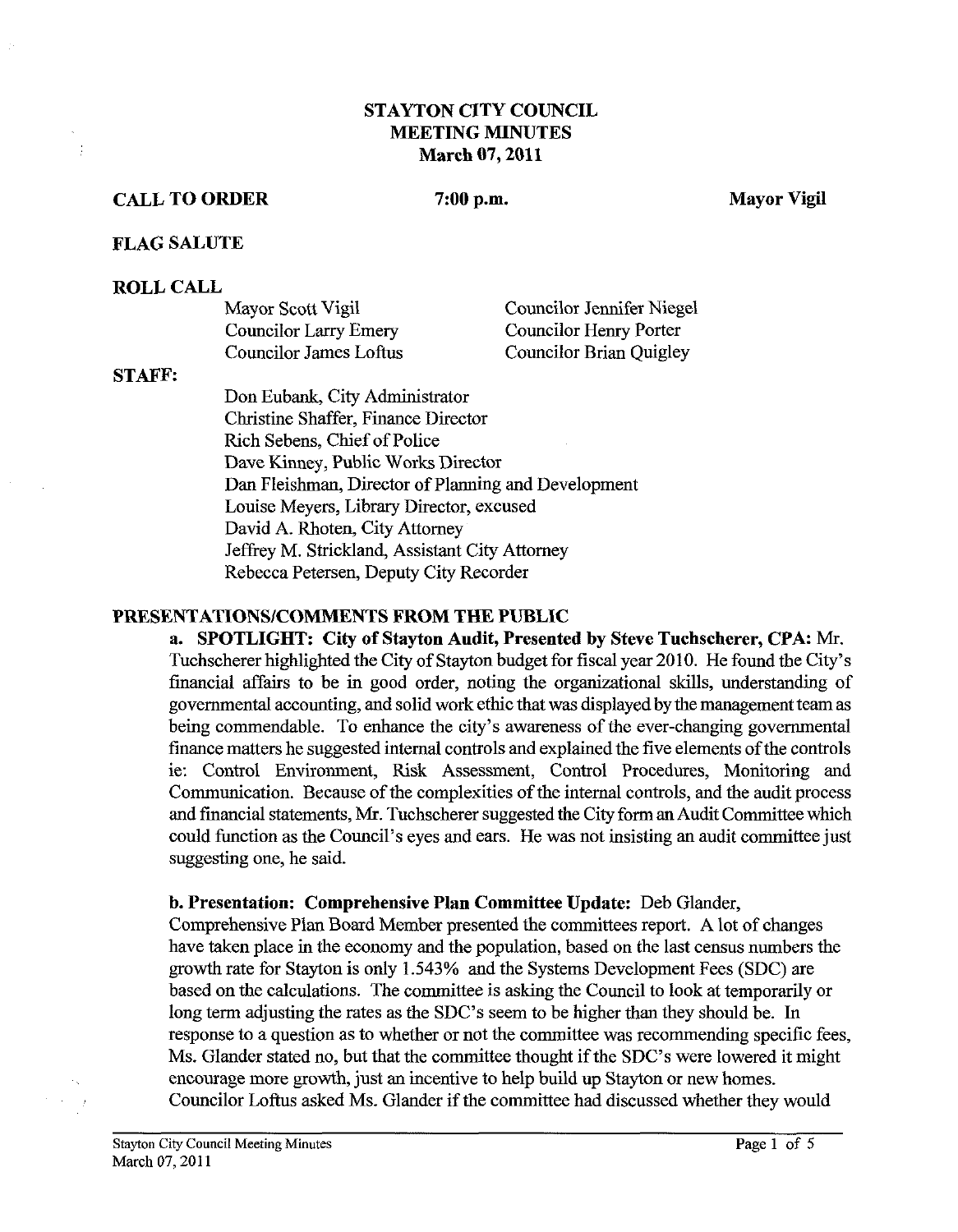# STAYTON CITY COUNCIL
## MEETING MINUTES
### March 07, 2011

**CALL TO ORDER** **7:00 p.m.** **Mayor Vigil**

**FLAG SALUTE**

**ROLL CALL**

| | |
|---|---|
| Mayor Scott Vigil | Councilor Jennifer Niegel |
| Councilor Larry Emery | Councilor Henry Porter |
| Councilor James Loftus | Councilor Brian Quigley |

**STAFF:**

Don Eubank, City Administrator
Christine Shaffer, Finance Director
Rich Sebens, Chief of Police
Dave Kinney, Public Works Director
Dan Fleishman, Director of Planning and Development
Louise Meyers, Library Director, excused
David A. Rhoten, City Attorney
Jeffrey M. Strickland, Assistant City Attorney
Rebecca Petersen, Deputy City Recorder

**PRESENTATIONS/COMMENTS FROM THE PUBLIC**

**a. SPOTLIGHT: City of Stayton Audit, Presented by Steve Tuchscherer, CPA:** Mr. Tuchscherer highlighted the City of Stayton budget for fiscal year 2010. He found the City's financial affairs to be in good order, noting the organizational skills, understanding of governmental accounting, and solid work ethic that was displayed by the management team as being commendable. To enhance the city's awareness of the ever-changing governmental finance matters he suggested internal controls and explained the five elements of the controls ie: Control Environment, Risk Assessment, Control Procedures, Monitoring and Communication. Because of the complexities of the internal controls, and the audit process and financial statements, Mr. Tuchscherer suggested the City form an Audit Committee which could function as the Council's eyes and ears. He was not insisting an audit committee just suggesting one, he said.

**b. Presentation: Comprehensive Plan Committee Update:** Deb Glander, Comprehensive Plan Board Member presented the committees report. A lot of changes have taken place in the economy and the population, based on the last census numbers the growth rate for Stayton is only 1.543% and the Systems Development Fees (SDC) are based on the calculations. The committee is asking the Council to look at temporarily or long term adjusting the rates as the SDC's seem to be higher than they should be. In response to a question as to whether or not the committee was recommending specific fees, Ms. Glander stated no, but that the committee thought if the SDC's were lowered it might encourage more growth, just an incentive to help build up Stayton or new homes. Councilor Loftus asked Ms. Glander if the committee had discussed whether they would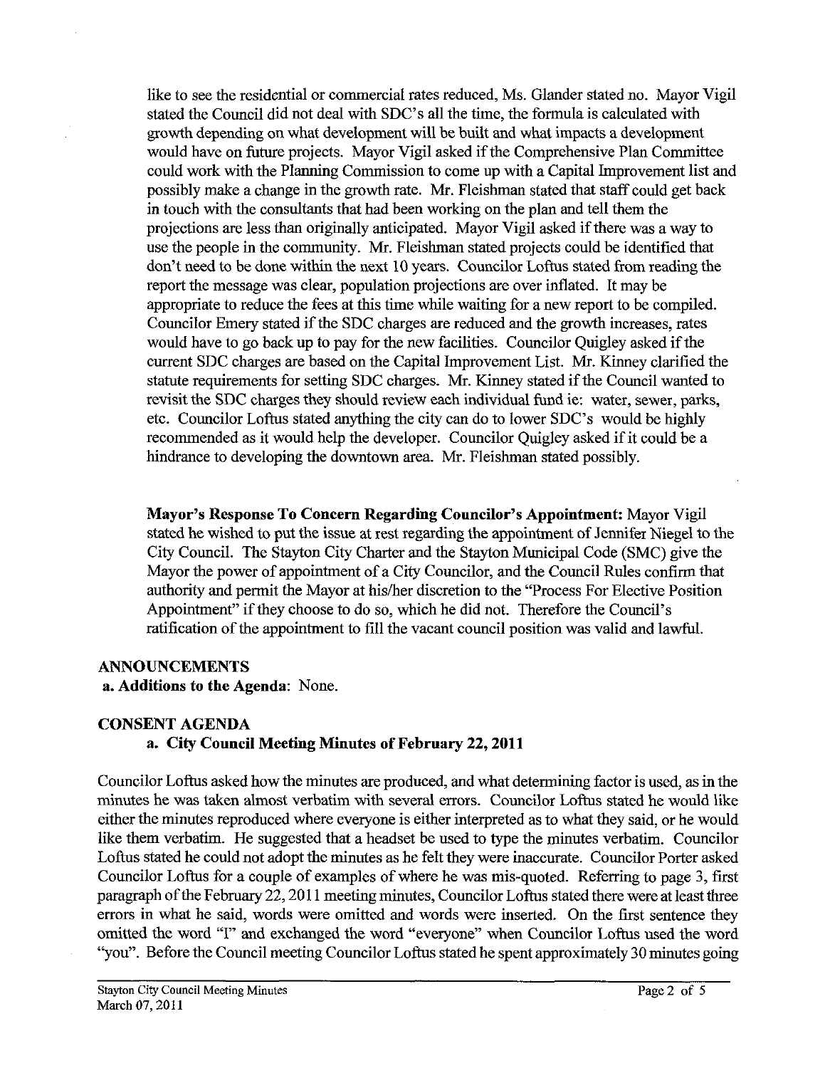like to see the residential or commercial rates reduced, Ms. Glander stated no. Mayor Vigil stated the Council did not deal with SDC's all the time, the formula is calculated with growth depending on what development will be built and what impacts a development would have on future projects. Mayor Vigil asked if the Comprehensive Plan Committee could work with the Planning Commission to come up with a Capital Improvement list and possibly make a change in the growth rate. Mr. Fleishman stated that staff could get back in touch with the consultants that had been working on the plan and tell them the projections are less than originally anticipated. Mayor Vigil asked if there was a way to use the people in the community. Mr. Fleishman stated projects could be identified that don't need to be done within the next 10 years. Councilor Loftus stated from reading the report the message was clear, population projections are over inflated. It may be appropriate to reduce the fees at this time while waiting for a new report to be compiled. Councilor Emery stated if the SDC charges are reduced and the growth increases, rates would have to go back up to pay for the new facilities. Councilor Quigley asked if the current SDC charges are based on the Capital Improvement List. Mr. Kinney clarified the statute requirements for setting SDC charges. Mr. Kinney stated if the Council wanted to revisit the SDC charges they should review each individual fund ie: water, sewer, parks, etc. Councilor Loftus stated anything the city can do to lower SDC's would be highly recommended as it would help the developer. Councilor Quigley asked if it could be a hindrance to developing the downtown area. Mr. Fleishman stated possibly.

**Mayor's Response To Concern Regarding Councilor's Appointment:** Mayor Vigil stated he wished to put the issue at rest regarding the appointment of Jennifer Niegel to the City Council. The Stayton City Charter and the Stayton Municipal Code (SMC) give the Mayor the power of appointment of a City Councilor, and the Council Rules confirm that authority and permit the Mayor at his/her discretion to the "Process For Elective Position Appointment" if they choose to do so, which he did not. Therefore the Council's ratification of the appointment to fill the vacant council position was valid and lawful.

## ANNOUNCEMENTS

**a. Additions to the Agenda**: None.

## CONSENT AGENDA

**a. City Council Meeting Minutes of February 22, 2011**

Councilor Loftus asked how the minutes are produced, and what determining factor is used, as in the minutes he was taken almost verbatim with several errors. Councilor Loftus stated he would like either the minutes reproduced where everyone is either interpreted as to what they said, or he would like them verbatim. He suggested that a headset be used to type the minutes verbatim. Councilor Loftus stated he could not adopt the minutes as he felt they were inaccurate. Councilor Porter asked Councilor Loftus for a couple of examples of where he was mis-quoted. Referring to page 3, first paragraph of the February 22, 2011 meeting minutes, Councilor Loftus stated there were at least three errors in what he said, words were omitted and words were inserted. On the first sentence they omitted the word "I" and exchanged the word "everyone" when Councilor Loftus used the word "you". Before the Council meeting Councilor Loftus stated he spent approximately 30 minutes going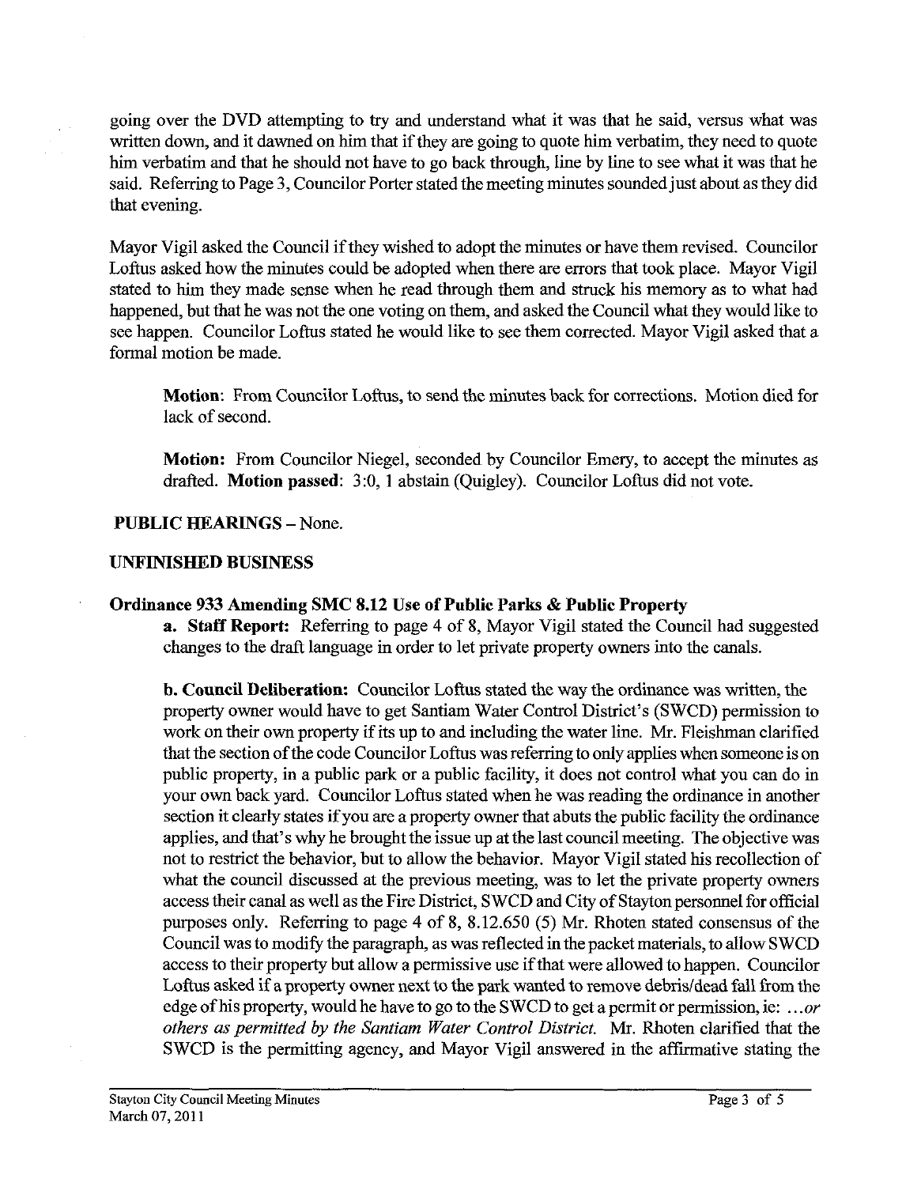going over the DVD attempting to try and understand what it was that he said, versus what was written down, and it dawned on him that if they are going to quote him verbatim, they need to quote him verbatim and that he should not have to go back through, line by line to see what it was that he said. Referring to Page 3, Councilor Porter stated the meeting minutes sounded just about as they did that evening.

Mayor Vigil asked the Council if they wished to adopt the minutes or have them revised. Councilor Loftus asked how the minutes could be adopted when there are errors that took place. Mayor Vigil stated to him they made sense when he read through them and struck his memory as to what had happened, but that he was not the one voting on them, and asked the Council what they would like to see happen. Councilor Loftus stated he would like to see them corrected. Mayor Vigil asked that a formal motion be made.

> **Motion**: From Councilor Loftus, to send the minutes back for corrections. Motion died for lack of second.
>
> **Motion:** From Councilor Niegel, seconded by Councilor Emery, to accept the minutes as drafted. **Motion passed**: 3:0, 1 abstain (Quigley). Councilor Loftus did not vote.

**PUBLIC HEARINGS** – None.

## UNFINISHED BUSINESS

### Ordinance 933 Amending SMC 8.12 Use of Public Parks & Public Property

**a. Staff Report:** Referring to page 4 of 8, Mayor Vigil stated the Council had suggested changes to the draft language in order to let private property owners into the canals.

**b. Council Deliberation:** Councilor Loftus stated the way the ordinance was written, the property owner would have to get Santiam Water Control District's (SWCD) permission to work on their own property if its up to and including the water line. Mr. Fleishman clarified that the section of the code Councilor Loftus was referring to only applies when someone is on public property, in a public park or a public facility, it does not control what you can do in your own back yard. Councilor Loftus stated when he was reading the ordinance in another section it clearly states if you are a property owner that abuts the public facility the ordinance applies, and that's why he brought the issue up at the last council meeting. The objective was not to restrict the behavior, but to allow the behavior. Mayor Vigil stated his recollection of what the council discussed at the previous meeting, was to let the private property owners access their canal as well as the Fire District, SWCD and City of Stayton personnel for official purposes only. Referring to page 4 of 8, 8.12.650 (5) Mr. Rhoten stated consensus of the Council was to modify the paragraph, as was reflected in the packet materials, to allow SWCD access to their property but allow a permissive use if that were allowed to happen. Councilor Loftus asked if a property owner next to the park wanted to remove debris/dead fall from the edge of his property, would he have to go to the SWCD to get a permit or permission, ie: *...or others as permitted by the Santiam Water Control District.* Mr. Rhoten clarified that the SWCD is the permitting agency, and Mayor Vigil answered in the affirmative stating the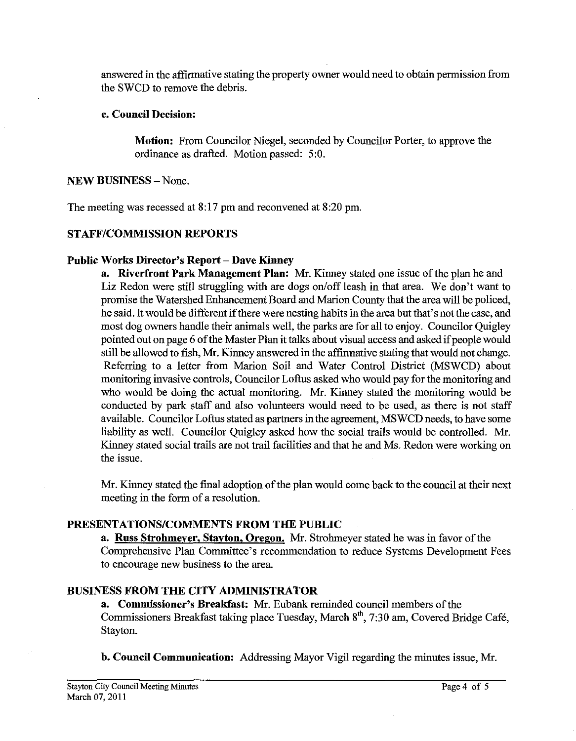answered in the affirmative stating the property owner would need to obtain permission from the SWCD to remove the debris.

**c. Council Decision:**

**Motion:** From Councilor Niegel, seconded by Councilor Porter, to approve the ordinance as drafted. Motion passed: 5:0.

**NEW BUSINESS** – None.

The meeting was recessed at 8:17 pm and reconvened at 8:20 pm.

## STAFF/COMMISSION REPORTS

### Public Works Director's Report – Dave Kinney

**a. Riverfront Park Management Plan:** Mr. Kinney stated one issue of the plan he and Liz Redon were still struggling with are dogs on/off leash in that area. We don't want to promise the Watershed Enhancement Board and Marion County that the area will be policed, he said. It would be different if there were nesting habits in the area but that's not the case, and most dog owners handle their animals well, the parks are for all to enjoy. Councilor Quigley pointed out on page 6 of the Master Plan it talks about visual access and asked if people would still be allowed to fish, Mr. Kinney answered in the affirmative stating that would not change. Referring to a letter from Marion Soil and Water Control District (MSWCD) about monitoring invasive controls, Councilor Loftus asked who would pay for the monitoring and who would be doing the actual monitoring. Mr. Kinney stated the monitoring would be conducted by park staff and also volunteers would need to be used, as there is not staff available. Councilor Loftus stated as partners in the agreement, MSWCD needs, to have some liability as well. Councilor Quigley asked how the social trails would be controlled. Mr. Kinney stated social trails are not trail facilities and that he and Ms. Redon were working on the issue.

Mr. Kinney stated the final adoption of the plan would come back to the council at their next meeting in the form of a resolution.

## PRESENTATIONS/COMMENTS FROM THE PUBLIC

**a. Russ Strohmeyer, Stayton, Oregon.** Mr. Strohmeyer stated he was in favor of the Comprehensive Plan Committee's recommendation to reduce Systems Development Fees to encourage new business to the area.

## BUSINESS FROM THE CITY ADMINISTRATOR

**a. Commissioner's Breakfast:** Mr. Eubank reminded council members of the Commissioners Breakfast taking place Tuesday, March 8th, 7:30 am, Covered Bridge Café, Stayton.

**b. Council Communication:** Addressing Mayor Vigil regarding the minutes issue, Mr.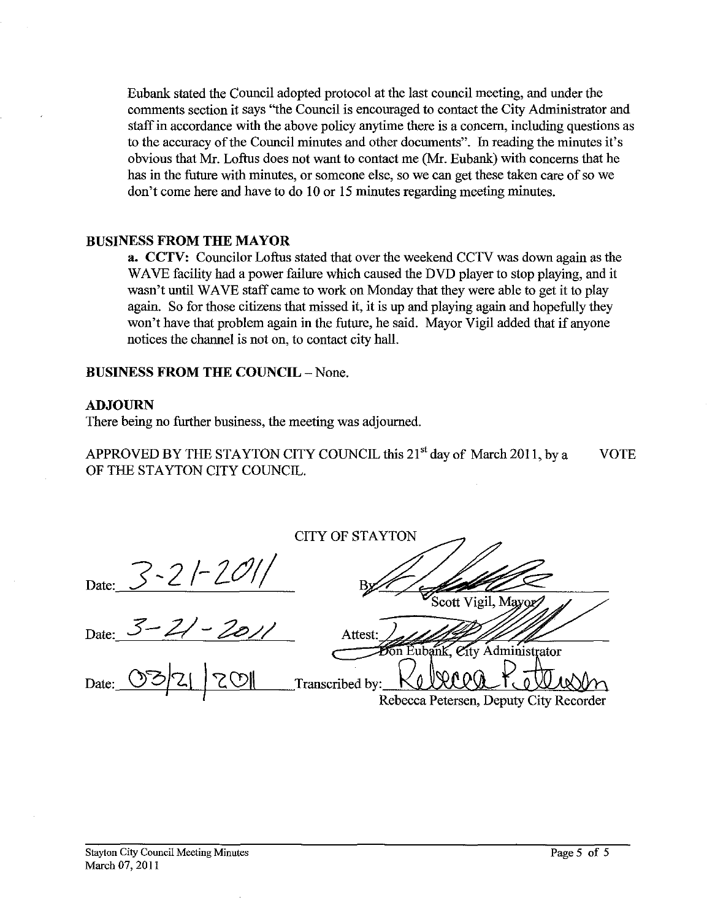Eubank stated the Council adopted protocol at the last council meeting, and under the comments section it says "the Council is encouraged to contact the City Administrator and staff in accordance with the above policy anytime there is a concern, including questions as to the accuracy of the Council minutes and other documents". In reading the minutes it's obvious that Mr. Loftus does not want to contact me (Mr. Eubank) with concerns that he has in the future with minutes, or someone else, so we can get these taken care of so we don't come here and have to do 10 or 15 minutes regarding meeting minutes.

**BUSINESS FROM THE MAYOR**

**a. CCTV:** Councilor Loftus stated that over the weekend CCTV was down again as the WAVE facility had a power failure which caused the DVD player to stop playing, and it wasn't until WAVE staff came to work on Monday that they were able to get it to play again. So for those citizens that missed it, it is up and playing again and hopefully they won't have that problem again in the future, he said. Mayor Vigil added that if anyone notices the channel is not on, to contact city hall.

**BUSINESS FROM THE COUNCIL** – None.

**ADJOURN**

There being no further business, the meeting was adjourned.

APPROVED BY THE STAYTON CITY COUNCIL this 21st day of March 2011, by a VOTE OF THE STAYTON CITY COUNCIL.

CITY OF STAYTON

Date: 3-21-2011 By: Scott Vigil, Mayor

Date: 3-21-2011 Attest: Don Eubank, City Administrator

Date: 03/21/2011 Transcribed by: Rebecca Petersen, Deputy City Recorder

Stayton City Council Meeting Minutes
March 07, 2011